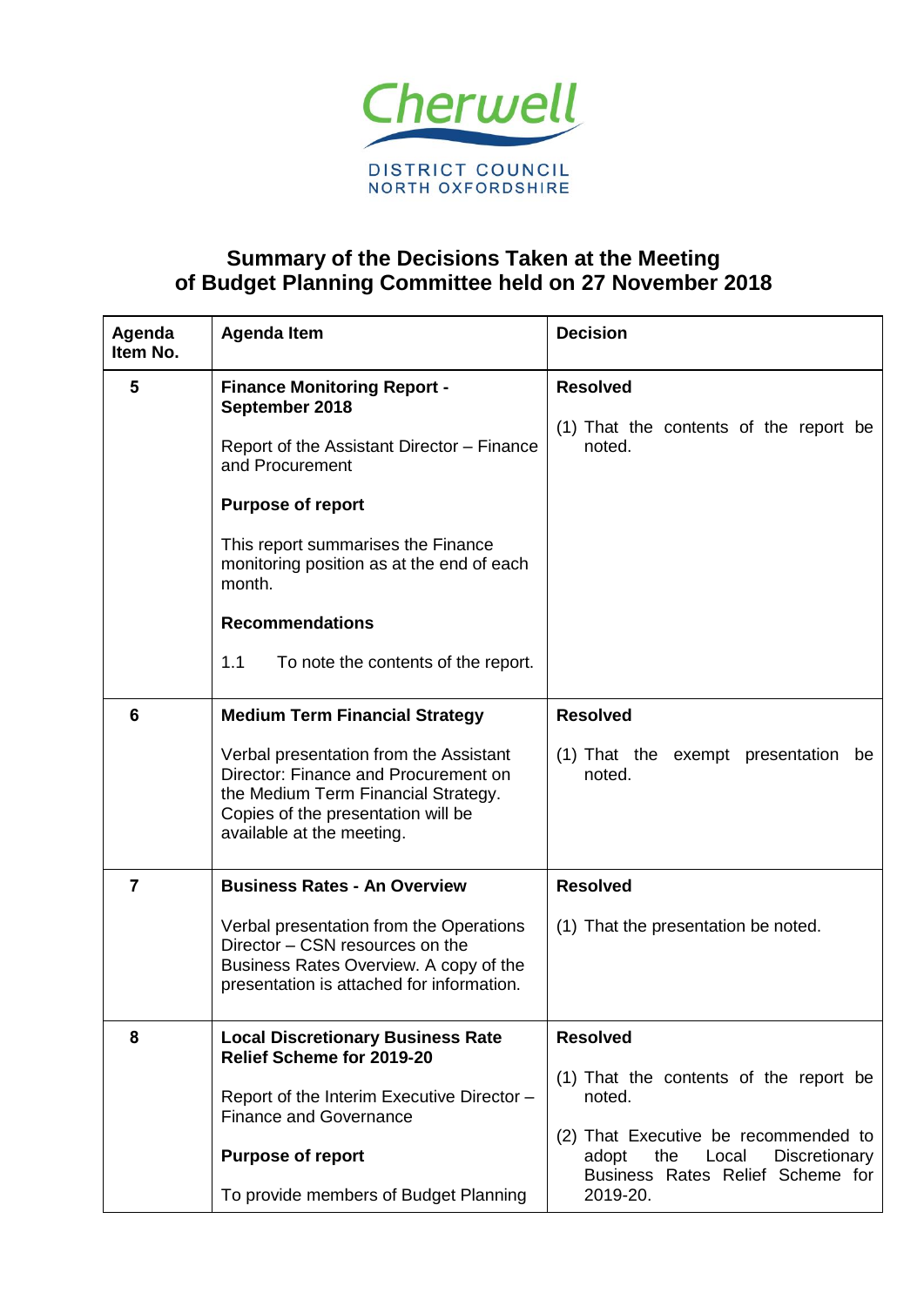Cherwell

DISTRICT COUNCIL
NORTH OXFORDSHIRE

## Summary of the Decisions Taken at the Meeting of Budget Planning Committee held on 27 November 2018

| Agenda Item No. | Agenda Item | Decision |
|---|---|---|
| 5 | **Finance Monitoring Report - September 2018**<br><br>Report of the Assistant Director – Finance and Procurement<br><br>**Purpose of report**<br><br>This report summarises the Finance monitoring position as at the end of each month.<br><br>**Recommendations**<br><br>1.1 To note the contents of the report. | **Resolved**<br><br>(1) That the contents of the report be noted. |
| 6 | **Medium Term Financial Strategy**<br><br>Verbal presentation from the Assistant Director: Finance and Procurement on the Medium Term Financial Strategy. Copies of the presentation will be available at the meeting. | **Resolved**<br><br>(1) That the exempt presentation be noted. |
| 7 | **Business Rates - An Overview**<br><br>Verbal presentation from the Operations Director – CSN resources on the Business Rates Overview. A copy of the presentation is attached for information. | **Resolved**<br><br>(1) That the presentation be noted. |
| 8 | **Local Discretionary Business Rate Relief Scheme for 2019-20**<br><br>Report of the Interim Executive Director – Finance and Governance<br><br>**Purpose of report**<br><br>To provide members of Budget Planning | **Resolved**<br><br>(1) That the contents of the report be noted.<br><br>(2) That Executive be recommended to adopt the Local Discretionary Business Rates Relief Scheme for 2019-20. |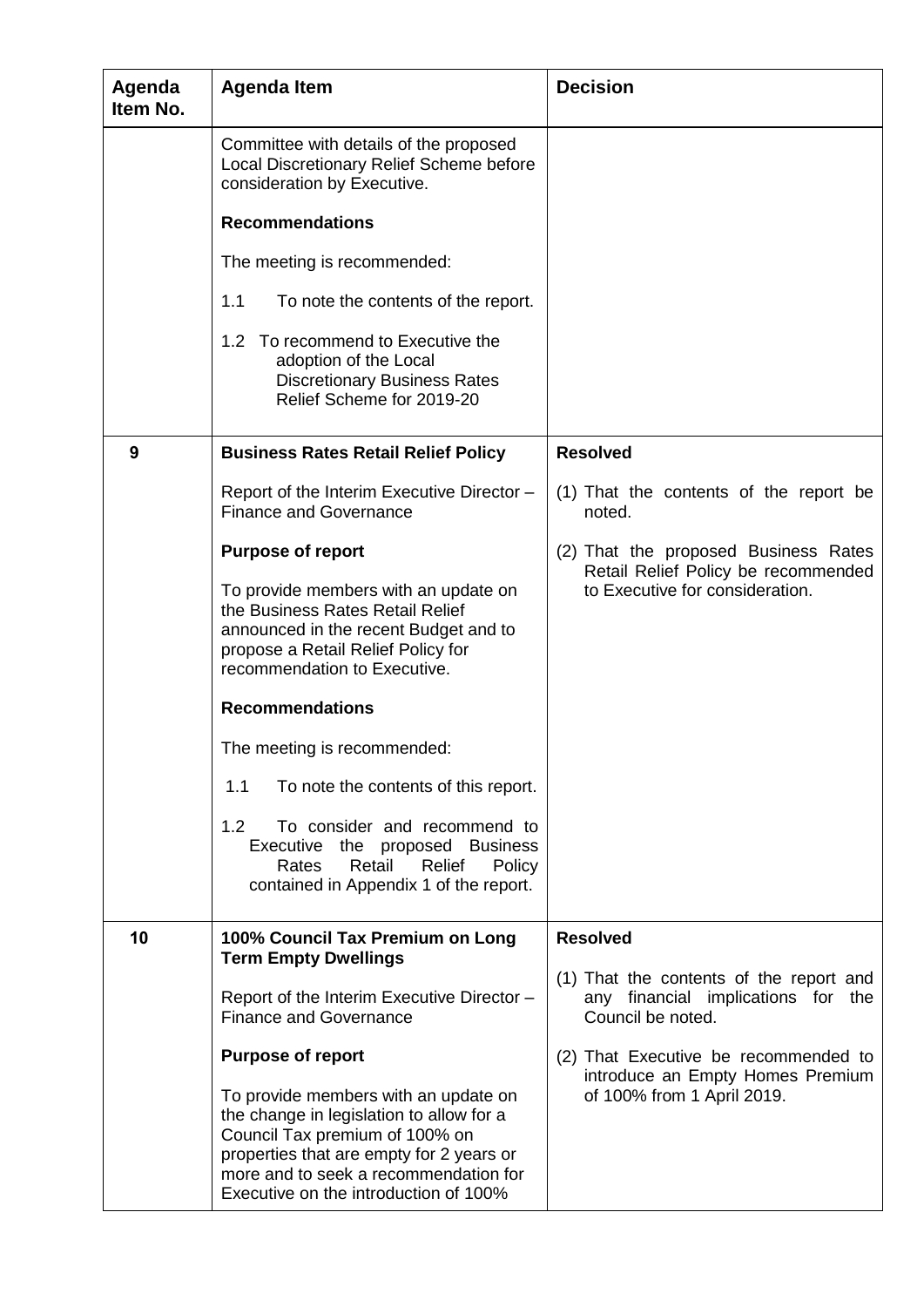| Agenda Item No. | Agenda Item | Decision |
|---|---|---|
| | Committee with details of the proposed Local Discretionary Relief Scheme before consideration by Executive.<br><br>**Recommendations**<br><br>The meeting is recommended:<br><br>1.1 To note the contents of the report.<br><br>1.2 To recommend to Executive the adoption of the Local Discretionary Business Rates Relief Scheme for 2019-20 | |
| 9 | **Business Rates Retail Relief Policy**<br><br>Report of the Interim Executive Director – Finance and Governance<br><br>**Purpose of report**<br><br>To provide members with an update on the Business Rates Retail Relief announced in the recent Budget and to propose a Retail Relief Policy for recommendation to Executive.<br><br>**Recommendations**<br><br>The meeting is recommended:<br><br>1.1 To note the contents of this report.<br><br>1.2 To consider and recommend to Executive the proposed Business Rates Retail Relief Policy contained in Appendix 1 of the report. | **Resolved**<br><br>(1) That the contents of the report be noted.<br><br>(2) That the proposed Business Rates Retail Relief Policy be recommended to Executive for consideration. |
| 10 | **100% Council Tax Premium on Long Term Empty Dwellings**<br><br>Report of the Interim Executive Director – Finance and Governance<br><br>**Purpose of report**<br><br>To provide members with an update on the change in legislation to allow for a Council Tax premium of 100% on properties that are empty for 2 years or more and to seek a recommendation for Executive on the introduction of 100% | **Resolved**<br><br>(1) That the contents of the report and any financial implications for the Council be noted.<br><br>(2) That Executive be recommended to introduce an Empty Homes Premium of 100% from 1 April 2019. |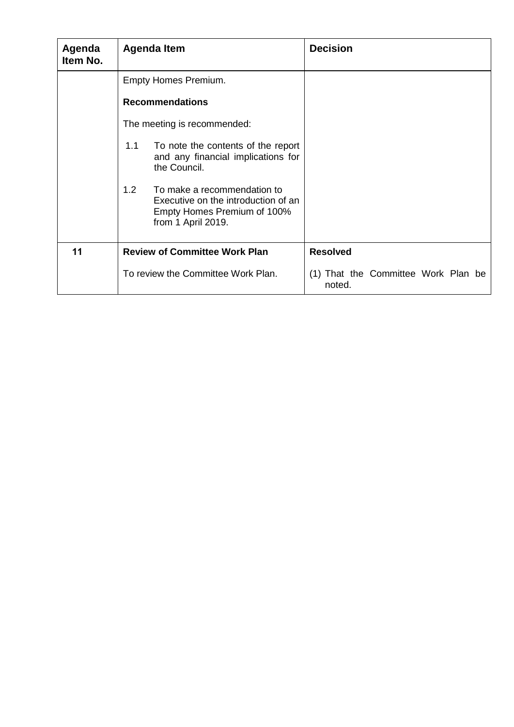| Agenda Item No. | Agenda Item | Decision |
|---|---|---|
| | Empty Homes Premium.<br><br>**Recommendations**<br><br>The meeting is recommended:<br><br>1.1 To note the contents of the report and any financial implications for the Council.<br><br>1.2 To make a recommendation to Executive on the introduction of an Empty Homes Premium of 100% from 1 April 2019. | |
| 11 | **Review of Committee Work Plan**<br><br>To review the Committee Work Plan. | **Resolved**<br><br>(1) That the Committee Work Plan be noted. |